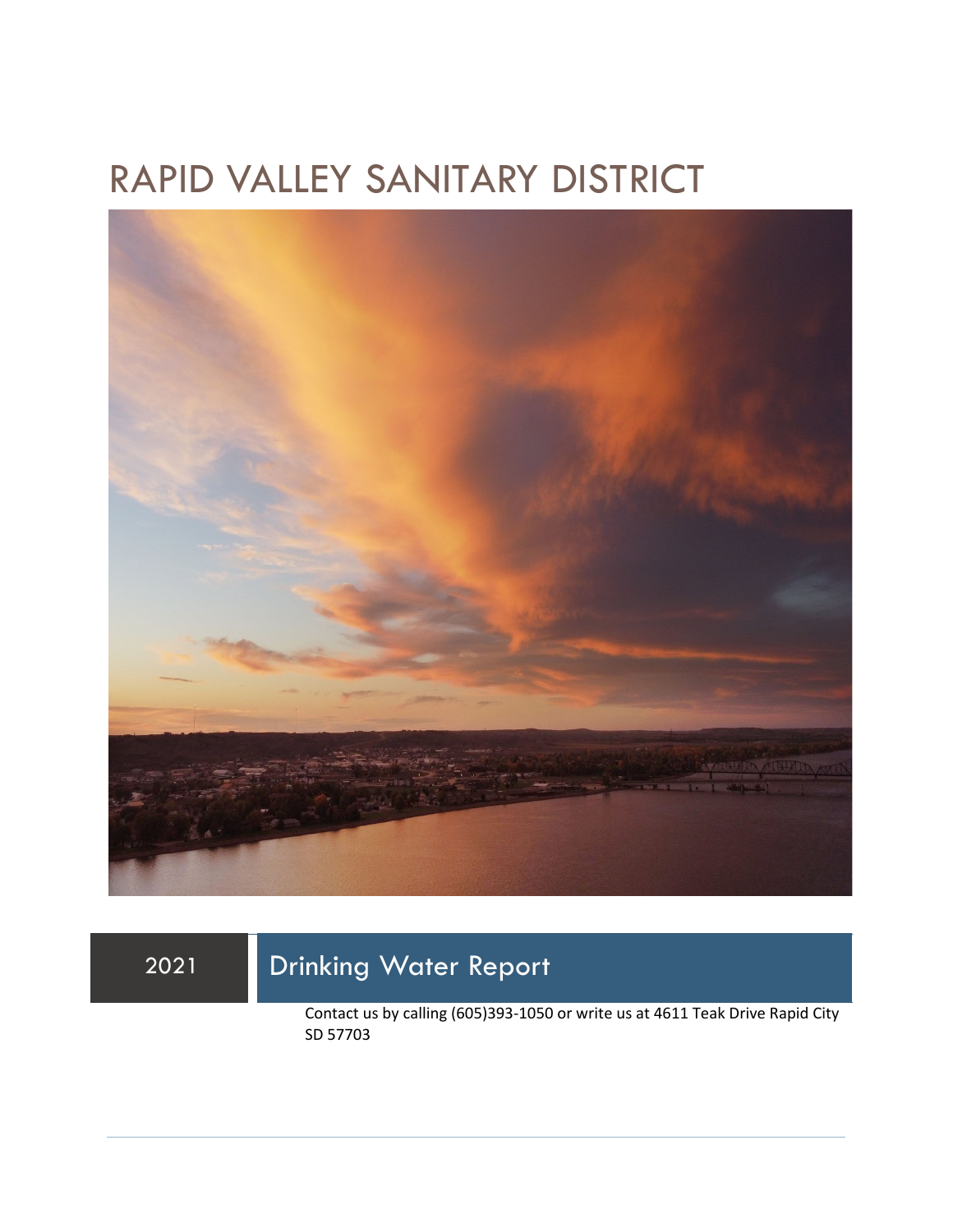# RAPID VALLEY SANITARY DISTRICT

## 2021 Drinking Water Report

Contact us by calling (605)393-1050 or write us at 4611 Teak Drive Rapid City SD 57703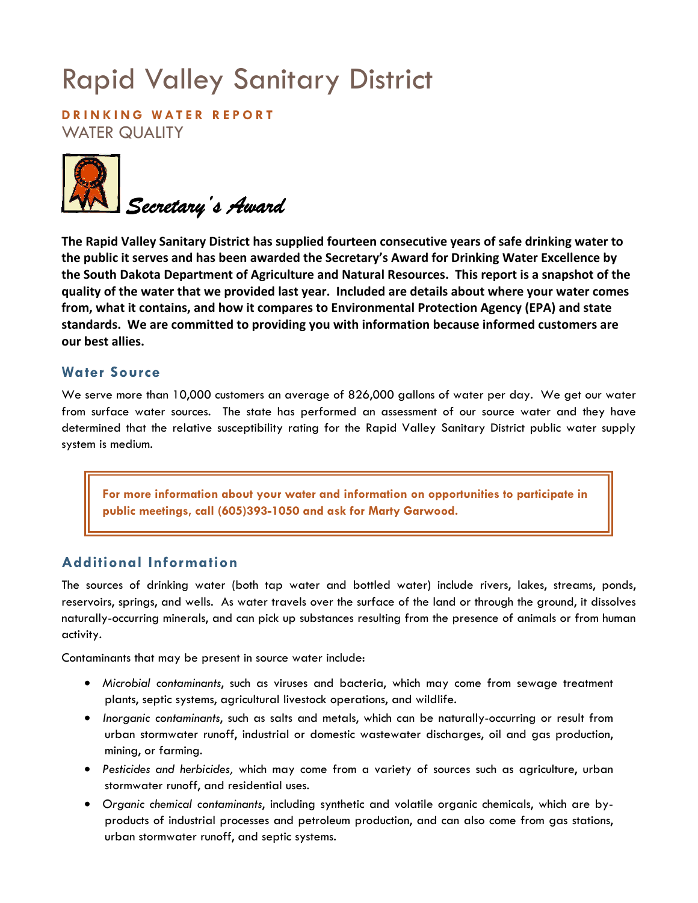# Rapid Valley Sanitary District

**DRINKING WATER REPORT**

WATER QUALITY

*Secretary's Award*

**The Rapid Valley Sanitary District has supplied fourteen consecutive years of safe drinking water to the public it serves and has been awarded the Secretary's Award for Drinking Water Excellence by the South Dakota Department of Agriculture and Natural Resources. This report is a snapshot of the quality of the water that we provided last year. Included are details about where your water comes from, what it contains, and how it compares to Environmental Protection Agency (EPA) and state standards. We are committed to providing you with information because informed customers are our best allies.**

## Water Source

We serve more than 10,000 customers an average of 826,000 gallons of water per day. We get our water from surface water sources. The state has performed an assessment of our source water and they have determined that the relative susceptibility rating for the Rapid Valley Sanitary District public water supply system is medium.

**For more information about your water and information on opportunities to participate in public meetings, call (605)393-1050 and ask for Marty Garwood.**

## Additional Information

The sources of drinking water (both tap water and bottled water) include rivers, lakes, streams, ponds, reservoirs, springs, and wells. As water travels over the surface of the land or through the ground, it dissolves naturally-occurring minerals, and can pick up substances resulting from the presence of animals or from human activity.

Contaminants that may be present in source water include:

- *Microbial contaminants*, such as viruses and bacteria, which may come from sewage treatment plants, septic systems, agricultural livestock operations, and wildlife.
- *Inorganic contaminants*, such as salts and metals, which can be naturally-occurring or result from urban stormwater runoff, industrial or domestic wastewater discharges, oil and gas production, mining, or farming.
- *Pesticides and herbicides,* which may come from a variety of sources such as agriculture, urban stormwater runoff, and residential uses.
- *Organic chemical contaminants*, including synthetic and volatile organic chemicals, which are by-products of industrial processes and petroleum production, and can also come from gas stations, urban stormwater runoff, and septic systems.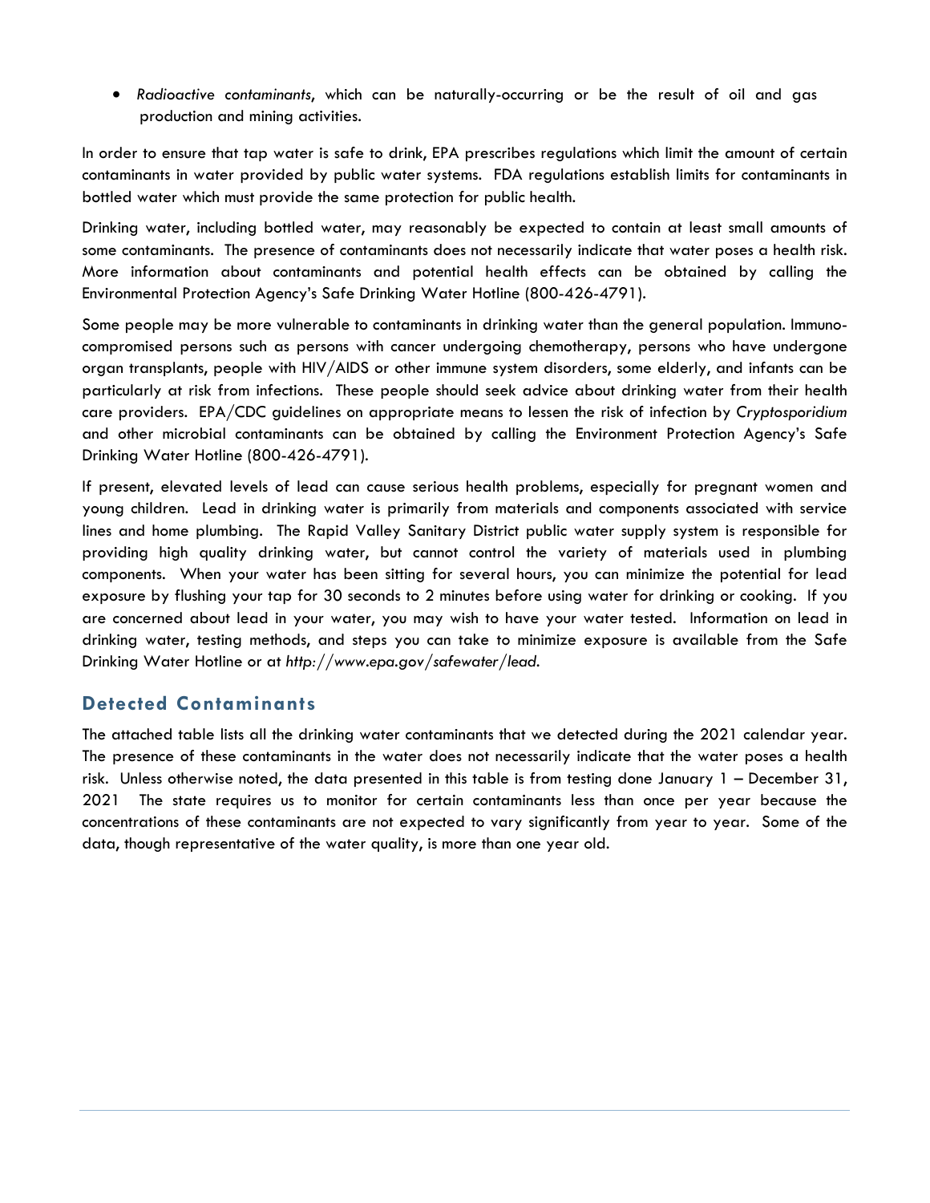- *Radioactive contaminants*, which can be naturally-occurring or be the result of oil and gas production and mining activities.

In order to ensure that tap water is safe to drink, EPA prescribes regulations which limit the amount of certain contaminants in water provided by public water systems. FDA regulations establish limits for contaminants in bottled water which must provide the same protection for public health.

Drinking water, including bottled water, may reasonably be expected to contain at least small amounts of some contaminants. The presence of contaminants does not necessarily indicate that water poses a health risk. More information about contaminants and potential health effects can be obtained by calling the Environmental Protection Agency's Safe Drinking Water Hotline (800-426-4791).

Some people may be more vulnerable to contaminants in drinking water than the general population. Immuno-compromised persons such as persons with cancer undergoing chemotherapy, persons who have undergone organ transplants, people with HIV/AIDS or other immune system disorders, some elderly, and infants can be particularly at risk from infections. These people should seek advice about drinking water from their health care providers. EPA/CDC guidelines on appropriate means to lessen the risk of infection by *Cryptosporidium* and other microbial contaminants can be obtained by calling the Environment Protection Agency's Safe Drinking Water Hotline (800-426-4791).

If present, elevated levels of lead can cause serious health problems, especially for pregnant women and young children. Lead in drinking water is primarily from materials and components associated with service lines and home plumbing. The Rapid Valley Sanitary District public water supply system is responsible for providing high quality drinking water, but cannot control the variety of materials used in plumbing components. When your water has been sitting for several hours, you can minimize the potential for lead exposure by flushing your tap for 30 seconds to 2 minutes before using water for drinking or cooking. If you are concerned about lead in your water, you may wish to have your water tested. Information on lead in drinking water, testing methods, and steps you can take to minimize exposure is available from the Safe Drinking Water Hotline or at *http://www.epa.gov/safewater/lead*.

## Detected Contaminants

The attached table lists all the drinking water contaminants that we detected during the 2021 calendar year. The presence of these contaminants in the water does not necessarily indicate that the water poses a health risk. Unless otherwise noted, the data presented in this table is from testing done January 1 – December 31, 2021 The state requires us to monitor for certain contaminants less than once per year because the concentrations of these contaminants are not expected to vary significantly from year to year. Some of the data, though representative of the water quality, is more than one year old.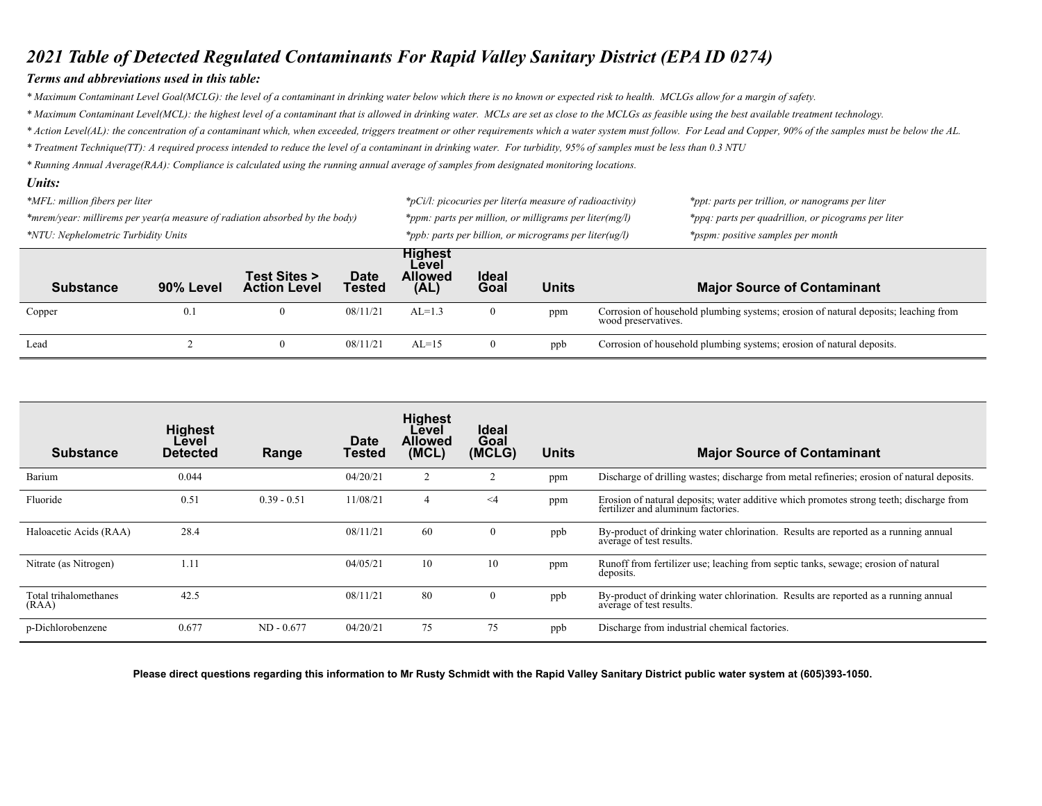# *2021 Table of Detected Regulated Contaminants For Rapid Valley Sanitary District (EPA ID 0274)*

### *Terms and abbreviations used in this table:*

*\* Maximum Contaminant Level Goal(MCLG): the level of a contaminant in drinking water below which there is no known or expected risk to health. MCLGs allow for a margin of safety.*

*\* Maximum Contaminant Level(MCL): the highest level of a contaminant that is allowed in drinking water. MCLs are set as close to the MCLGs as feasible using the best available treatment technology.*

*\* Action Level(AL): the concentration of a contaminant which, when exceeded, triggers treatment or other requirements which a water system must follow. For Lead and Copper, 90% of the samples must be below the AL.*

*\* Treatment Technique(TT): A required process intended to reduce the level of a contaminant in drinking water. For turbidity, 95% of samples must be less than 0.3 NTU*

*\* Running Annual Average(RAA): Compliance is calculated using the running annual average of samples from designated monitoring locations.*

### *Units:*

*\*MFL: million fibers per liter*

*\*mrem/year: millirems per year(a measure of radiation absorbed by the body)*

*\*NTU: Nephelometric Turbidity Units*

*\*pCi/l: picocuries per liter(a measure of radioactivity)*

*\*ppm: parts per million, or milligrams per liter(mg/l)*

*\*ppb: parts per billion, or micrograms per liter(ug/l)*

*\*ppt: parts per trillion, or nanograms per liter*

*\*ppq: parts per quadrillion, or picograms per liter*

*\*pspm: positive samples per month*

| Substance | 90% Level | Test Sites > Action Level | Date Tested | Highest Level Allowed (AL) | Ideal Goal | Units | Major Source of Contaminant |
|---|---|---|---|---|---|---|---|
| Copper | 0.1 | 0 | 08/11/21 | AL=1.3 | 0 | ppm | Corrosion of household plumbing systems; erosion of natural deposits; leaching from wood preservatives. |
| Lead | 2 | 0 | 08/11/21 | AL=15 | 0 | ppb | Corrosion of household plumbing systems; erosion of natural deposits. |

| Substance | Highest Level Detected | Range | Date Tested | Highest Level Allowed (MCL) | Ideal Goal (MCLG) | Units | Major Source of Contaminant |
|---|---|---|---|---|---|---|---|
| Barium | 0.044 | | 04/20/21 | 2 | 2 | ppm | Discharge of drilling wastes; discharge from metal refineries; erosion of natural deposits. |
| Fluoride | 0.51 | 0.39 - 0.51 | 11/08/21 | 4 | <4 | ppm | Erosion of natural deposits; water additive which promotes strong teeth; discharge from fertilizer and aluminum factories. |
| Haloacetic Acids (RAA) | 28.4 | | 08/11/21 | 60 | 0 | ppb | By-product of drinking water chlorination. Results are reported as a running annual average of test results. |
| Nitrate (as Nitrogen) | 1.11 | | 04/05/21 | 10 | 10 | ppm | Runoff from fertilizer use; leaching from septic tanks, sewage; erosion of natural deposits. |
| Total trihalomethanes (RAA) | 42.5 | | 08/11/21 | 80 | 0 | ppb | By-product of drinking water chlorination. Results are reported as a running annual average of test results. |
| p-Dichlorobenzene | 0.677 | ND - 0.677 | 04/20/21 | 75 | 75 | ppb | Discharge from industrial chemical factories. |

**Please direct questions regarding this information to Mr Rusty Schmidt with the Rapid Valley Sanitary District public water system at (605)393-1050.**